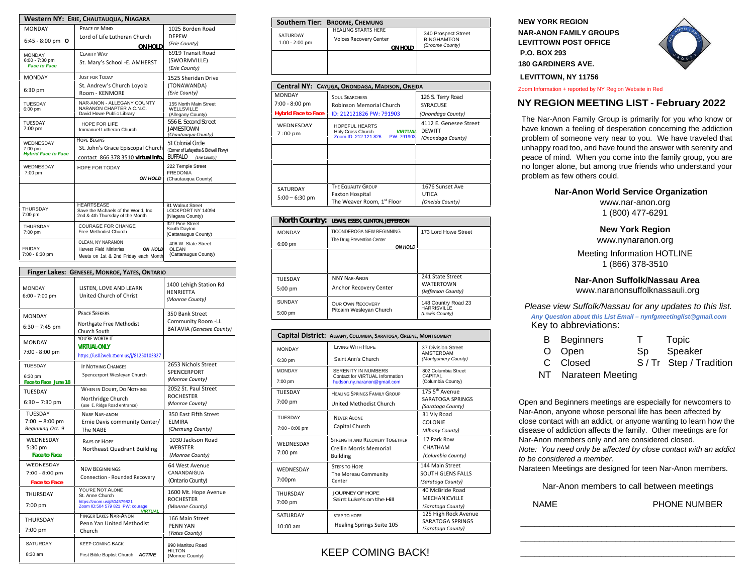## Western NY: Erie, Chautauqua, Niagara

| Day/Time | Group / Location | Address |
|---|---|---|
| MONDAY<br>6:45 - 8:00 pm **O** | PEACE OF MIND<br>Lord of Life Lutheran Church<br>**ON HOLD** | 1025 Borden Road<br>DEPEW<br>*(Erie County)* |
| MONDAY<br>6:00 - 7:30 pm<br>*Face to Face* | CLARITY WAY<br>St. Mary's School -E. AMHERST | 6919 Transit Road<br>(SWORMVILLE)<br>*(Erie County)* |
| MONDAY<br>6:30 pm | JUST FOR TODAY<br>St. Andrew's Church Loyola Room - KENMORE | 1525 Sheridan Drive<br>(TONAWANDA)<br>*(Erie County)* |
| TUESDAY<br>6:00 pm | NAR-ANON - ALLEGANY COUNTY<br>NARANON CHAPTER A.C.N.C.<br>David Howe Public Library | 155 North Main Street<br>WELLSVILLE<br>(Allegany County) |
| TUESDAY<br>7:00 pm | HOPE FOR LIFE<br>Immanuel Lutheran Church | 556 E. Second Street<br>JAMESTOWN<br>*(Chautauqua County)* |
| WEDNESDAY<br>7:00 pm<br>*Hybrid Face to Face* | HOPE BEGINS<br>St. John's Grace Episcopal Church<br>contact 866 378 3510 **virtual Info.** | 51 Colonial Circle<br>(Corner of Lafayette & Bidwell Pkwy)<br>BUFFALO *(Erie County)* |
| WEDNESDAY<br>7:00 pm | HOPE FOR TODAY<br>***ON HOLD*** | 222 Temple Street<br>FREDONIA<br>(Chautauqua County) |
| | | |
| THURSDAY<br>7:00 pm | HEARTSEASE<br>Save the Michaels of the World, Inc<br>2nd & 4th Thursday of the Month | 81 Walnut Street<br>LOCKPORT NY 14094<br>(Niagara County) |
| THURSDAY<br>7:00 pm | COURAGE FOR CHANGE<br>Free Methodist Church | 327 Pine Street<br>South Dayton<br>(Cattaraugus County) |
| FRIDAY<br>7:00 - 8:30 pm | OLEAN, NY NARANON<br>Harvest Field Ministries ***ON HOLD***<br>Meets on 1st & 2nd Friday each Month | 406 W. State Street<br>OLEAN<br>(Cattaraugus County) |

## Finger Lakes: Genesee, Monroe, Yates, Ontario

| Day/Time | Group / Location | Address |
|---|---|---|
| MONDAY<br>6:00 - 7:00 pm | LISTEN, LOVE AND LEARN<br>United Church of Christ | 1400 Lehigh Station Rd<br>HENRIETTA<br>*(Monroe County)* |
| MONDAY<br>6:30 – 7:45 pm | PEACE SEEKERS<br>Northgate Free Methodist Church South | 350 Bank Street<br>Community Room -LL<br>BATAVIA *(Genesee County)* |
| MONDAY<br>7:00 - 8:00 pm | YOU'RE WORTH IT<br>**VIRTUAL-ONLY**<br>https://us02web.zoom.us/j/81250103327 | |
| TUESDAY<br>6:30 pm<br>***Face to Face June 18*** | IF NOTHING CHANGES<br>Spencerport Wesleyan Church | 2653 Nichols Street<br>SPENCERPORT<br>*(Monroe County)* |
| TUESDAY<br>6:30 – 7:30 pm | WHEN IN DOUBT, DO NOTHING<br>Northridge Church<br>(use E. Ridge Road entrance) | 2052 St. Paul Street<br>ROCHESTER<br>*(Monroe County)* |
| TUESDAY<br>7:00 – 8:00 pm<br>*Beginning Oct. 9* | NABE NAR-ANON<br>Ernie Davis community Center/ The NABE | 350 East Fifth Street<br>ELMIRA<br>*(Chemung County)* |
| WEDNESDAY<br>5:30 pm<br>***Face to Face*** | RAYS OF HOPE<br>Northeast Quadrant Building | 1030 Jackson Road<br>WEBSTER<br>*(Monroe County)* |
| WEDNESDAY<br>7:00 - 8:00 pm<br>***Face to Face*** | NEW BEGINNINGS<br>Connection - Rounded Recovery | 64 West Avenue<br>CANANDAIGUA<br>(Ontario County) |
| THURSDAY<br>7:00 pm | YOU'RE NOT ALONE<br>St. Anne Church<br>https://zoom.us/j/504579821<br>Zoom ID:504 579 821 PW: courage<br>***VIRTUAL*** | 1600 Mt. Hope Avenue<br>ROCHESTER<br>*(Monroe County)* |
| THURSDAY<br>7:00 pm | FINGER LAKES NAR-ANON<br>Penn Yan United Methodist Church | 166 Main Street<br>PENN YAN<br>*(Yates County)* |
| SATURDAY<br>8:30 am | KEEP COMING BACK<br>First Bible Baptist Church ***ACTIVE*** | 990 Manitou Road<br>HILTON<br>(Monroe County) |

## Southern Tier: Broome, Chemung

| Day/Time | Group / Location | Address |
|---|---|---|
| SATURDAY<br>1:00 - 2:00 pm | HEALING STARTS HERE<br>Voices Recovery Center<br>**ON HOLD** | 340 Prospect Street<br>BINGHAMTON<br>*(Broome County)* |
| | | |

## Central NY: Cayuga, Onondaga, Madison, Oneida

| Day/Time | Group / Location | Address |
|---|---|---|
| MONDAY<br>7:00 - 8:00 pm<br>***Hybrid Face to Face*** | SOUL SEARCHERS<br>Robinson Memorial Church<br>ID: 212121826 PW: 791903 | 126 S. Terry Road<br>SYRACUSE<br>*(Onondaga County)* |
| WEDNESDAY<br>7 :00 pm | HOPEFUL HEARTS<br>Holy Cross Church ***VIRTUAL***<br>Zoom ID: 212 121 826 PW: 791903 | 4112 E. Genesee Street<br>DEWITT<br>*(Onondaga County)* |
| | | |
| | | |
| SATURDAY<br>5:00 – 6:30 pm | THE EQUALITY GROUP<br>Faxton Hospital<br>The Weaver Room, 1st Floor | 1676 Sunset Ave<br>UTICA<br>*(Oneida County)* |

## North Country: Lewis, Essex, Clinton, Jefferson

| Day/Time | Group / Location | Address |
|---|---|---|
| MONDAY<br>6:00 pm | TICONDEROGA NEW BEGINNING<br>The Drug Prevention Center<br>***ON HOLD*** | 173 Lord Howe Street |
| | | |
| TUESDAY<br>5:00 pm | NNY NAR-ANON<br>Anchor Recovery Center | 241 State Street<br>WATERTOWN<br>*(Jefferson County)* |
| SUNDAY<br>5:00 pm | OUR OWN RECOVERY<br>Pitcairn Wesleyan Church | 148 Country Road 23<br>HARRISVILLE<br>*(Lewis County)* |

## Capital District: Albany, Columbia, Saratoga, Greene, Montgomery

| Day/Time | Group / Location | Address |
|---|---|---|
| MONDAY<br>6:30 pm | LIVING WITH HOPE<br>Saint Ann's Church | 37 Division Street<br>AMSTERDAM<br>*(Montgomery County)* |
| MONDAY<br>7:00 pm | SERENITY IN NUMBERS<br>Contact for VIRTUAL Information<br>hudson.ny.naranon@gmail.com | 802 Columbia Street<br>CAPITAL<br>(Columbia County) |
| TUESDAY<br>7:00 pm | HEALING SPRINGS FAMILY GROUP<br>United Methodist Church | 175 5th Avenue<br>SARATOGA SPRINGS<br>*(Saratoga County)* |
| TUESDAY<br>7:00 - 8:00 pm | NEVER ALONE<br>Capital Church | 31 Vly Road<br>COLONIE<br>*(Albany County)* |
| WEDNESDAY<br>7:00 pm | STRENGTH AND RECOVERY TOGETHER<br>Crellin Morris Memorial Building | 17 Park Row<br>CHATHAM<br>*(Columbia County)* |
| WEDNESDAY<br>7:00pm | STEPS TO HOPE<br>The Moreau Community Center | 144 Main Street<br>SOUTH GLENS FALLS<br>*(Saratoga County)* |
| THURSDAY<br>7:00 pm | JOURNEY OF HOPE<br>Saint Luke's on the Hill | 40 McBride Road<br>MECHANICVILLE<br>*(Saratoga County)* |
| SATURDAY<br>10:00 am | STEP TO HOPE<br>Healing Springs Suite 105 | 125 High Rock Avenue<br>SARATOGA SPRINGS<br>*(Saratoga County)* |

KEEP COMING BACK!

**NEW YORK REGION**
**NAR-ANON FAMILY GROUPS**
**LEVITTOWN POST OFFICE**
**P.O. BOX 293**
**180 GARDINERS AVE.**
**LEVITTOWN, NY 11756**

Zoom Information + reported by NY Region Website in Red

# NY REGION MEETING LIST - February 2022

The Nar-Anon Family Group is primarily for you who know or have known a feeling of desperation concerning the addiction problem of someone very near to you. We have traveled that unhappy road too, and have found the answer with serenity and peace of mind. When you come into the family group, you are no longer alone, but among true friends who understand your problem as few others could.

**Nar-Anon World Service Organization**
www.nar-anon.org
1 (800) 477-6291

**New York Region**
www.nynaranon.org

Meeting Information HOTLINE
1 (866) 378-3510

**Nar-Anon Suffolk/Nassau Area**
www.naranonsuffolknassauli.org

*Please view Suffolk/Nassau for any updates to this list.*
***Any Question about this List Email – nynfgmeetinglist@gmail.com***

Key to abbreviations:

| | | | |
|---|---|---|---|
| B | Beginners | T | Topic |
| O | Open | Sp | Speaker |
| C | Closed | S / Tr | Step / Tradition |
| NT | Narateen Meeting | | |

Open and Beginners meetings are especially for newcomers to Nar-Anon, anyone whose personal life has been affected by close contact with an addict, or anyone wanting to learn how the disease of addiction affects the family. Other meetings are for Nar-Anon members only and are considered closed.
*Note: You need only be affected by close contact with an addict to be considered a member.*
Narateen Meetings are designed for teen Nar-Anon members.

Nar-Anon members to call between meetings

| NAME | PHONE NUMBER |
|---|---|
| | |
| | |
| | |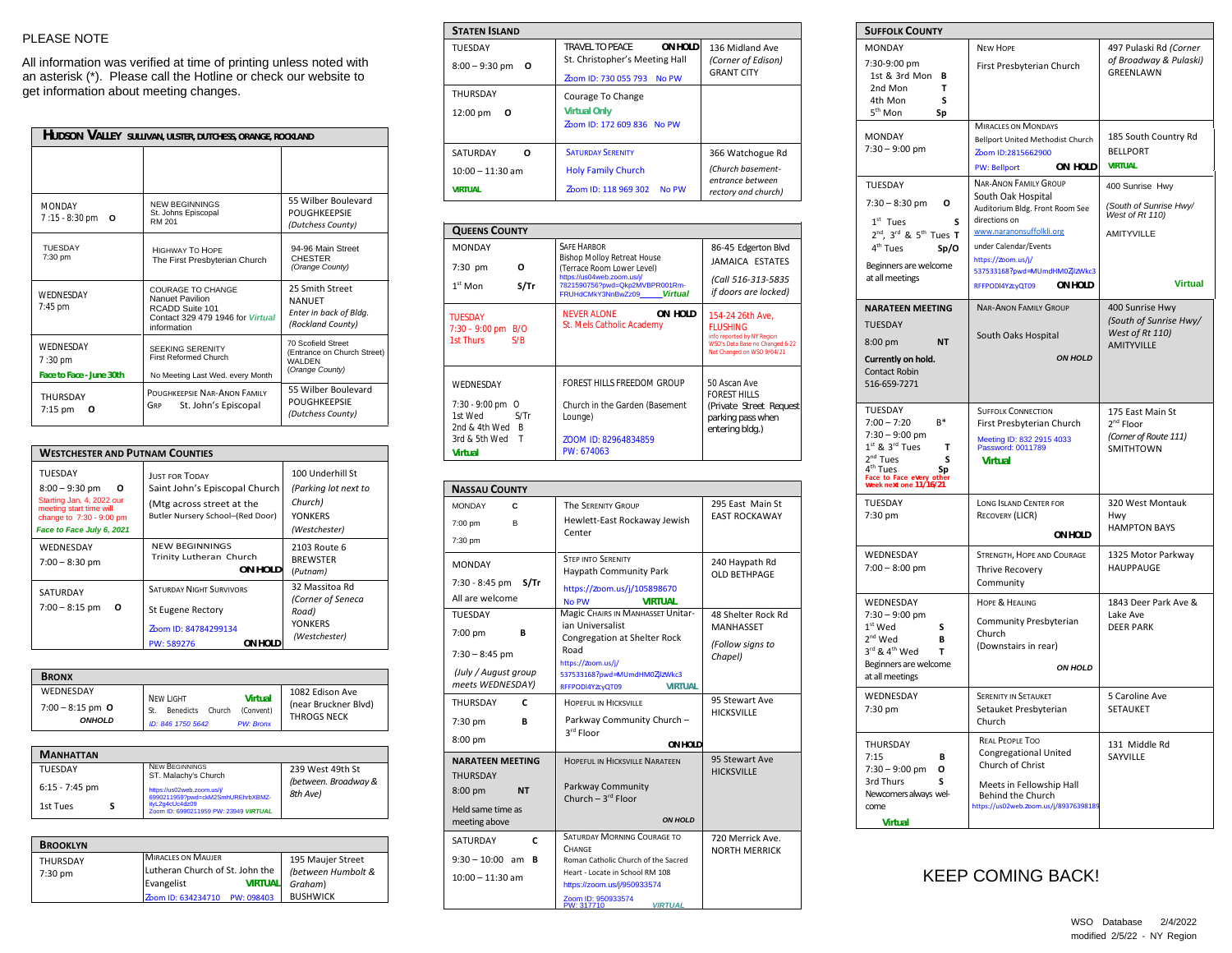PLEASE NOTE

All information was verified at time of printing unless noted with an asterisk (*). Please call the Hotline or check our website to get information about meeting changes.

| HUDSON VALLEY SULLIVAN, ULSTER, DUTCHESS, ORANGE, ROCKLAND | | |
|---|---|---|
| | | |
| MONDAY 7:15 - 8:30 pm O | NEW BEGINNINGS St. Johns Episcopal RM 201 | 55 Wilber Boulevard POUGHKEEPSIE (Dutchess County) |
| TUESDAY 7:30 pm | HIGHWAY TO HOPE The First Presbyterian Church | 94-96 Main Street CHESTER (Orange County) |
| WEDNESDAY 7:45 pm | COURAGE TO CHANGE Nanuet Pavilion RCADD Suite 101 Contact 329 479 1946 for Virtual information | 25 Smith Street NANUET Enter in back of Bldg. (Rockland County) |
| WEDNESDAY 7:30 pm Face to Face - June 30th | SEEKING SERENITY First Reformed Church No Meeting Last Wed. every Month | 70 Scofield Street (Entrance on Church Street) WALDEN (Orange County) |
| THURSDAY 7:15 pm O | POUGHKEEPSIE NAR-ANON FAMILY GRP St. John's Episcopal | 55 Wilber Boulevard POUGHKEEPSIE (Dutchess County) |

| WESTCHESTER AND PUTNAM COUNTIES | | |
|---|---|---|
| TUESDAY 8:00 – 9:30 pm O Starting Jan. 4, 2022 our meeting start time will change to 7:30 - 9:00 pm Face to Face July 6, 2021 | JUST FOR TODAY Saint John's Episcopal Church (Mtg across street at the Butler Nursery School–(Red Door) | 100 Underhill St (Parking lot next to Church) YONKERS (Westchester) |
| WEDNESDAY 7:00 – 8:30 pm | NEW BEGINNINGS Trinity Lutheran Church ON HOLD | 2103 Route 6 BREWSTER (Putnam) |
| SATURDAY 7:00 – 8:15 pm O | SATURDAY NIGHT SURVIVORS St Eugene Rectory Zoom ID: 84784299134 PW: 589276 ON HOLD | 32 Massitoa Rd (Corner of Seneca Road) YONKERS (Westchester) |

| BRONX | | |
|---|---|---|
| WEDNESDAY 7:00 – 8:15 pm O ONHOLD | NEW LIGHT Virtual St. Benedicts Church (Convent) ID: 846 1750 5642 PW: Bronx | 1082 Edison Ave (near Bruckner Blvd) THROGS NECK |

| MANHATTAN | | |
|---|---|---|
| TUESDAY 6:15 - 7:45 pm 1st Tues S | NEW BEGINNINGS ST. Malachy's Church https://us02web.zoom.us/j/6990211959?pwd=ckM2SmhUREhrbXBMZ-ityL2g4cUc4dz09 Zoom ID: 6990211959 PW: 23949 VIRTUAL | 239 West 49th St (between. Broadway & 8th Ave) |

| BROOKLYN | | |
|---|---|---|
| THURSDAY 7:30 pm | MIRACLES ON MAUJER Lutheran Church of St. John the Evangelist VIRTUAL Zoom ID: 634234710 PW: 098403 | 195 Maujer Street (between Humbolt & Graham) BUSHWICK |

| STATEN ISLAND | | |
|---|---|---|
| TUESDAY 8:00 – 9:30 pm O | TRAVEL TO PEACE ON HOLD St. Christopher's Meeting Hall Zoom ID: 730 055 793 No PW | 136 Midland Ave (Corner of Edison) GRANT CITY |
| THURSDAY 12:00 pm O | Courage To Change Virtual Only Zoom ID: 172 609 836 No PW | |
| SATURDAY O 10:00 – 11:30 am VIRTUAL | SATURDAY SERENITY Holy Family Church Zoom ID: 118 969 302 No PW | 366 Watchogue Rd (Church basement- entrance between rectory and church) |

| QUEENS COUNTY | | |
|---|---|---|
| MONDAY 7:30 pm O 1st Mon S/Tr | SAFE HARBOR Bishop Molloy Retreat House (Terrace Room Lower Level) https://us04web.zoom.us/j/7821590756?pwd=Qkp2MVBPR001Rm-FRUHdCMkY3NnBwZz09 Virtual | 86-45 Edgerton Blvd JAMAICA ESTATES (Call 516-313-5835 if doors are locked) |
| TUESDAY 7:30 - 9:00 pm B/O 1st Thurs S/B | NEVER ALONE ON HOLD St. Mels Catholic Academy | 154-24 26th Ave, FLUSHING info reported by NY Region WSO's Data Base no Changed 6-22 Not Changed on WSO 9/04/21 |
| WEDNESDAY 7:30 - 9:00 pm O 1st Wed S/Tr 2nd & 4th Wed B 3rd & 5th Wed T Virtual | FOREST HILLS FREEDOM GROUP Church in the Garden (Basement Lounge) ZOOM ID: 82964834859 PW: 674063 | 50 Ascan Ave FOREST HILLS (Private Street Request parking pass when entering bldg.) |

| NASSAU COUNTY | | |
|---|---|---|
| MONDAY C 7:00 pm B 7:30 pm | The SERENITY GROUP Hewlett-East Rockaway Jewish Center | 295 East Main St EAST ROCKAWAY |
| MONDAY 7:30 - 8:45 pm S/Tr All are welcome | STEP INTO SERENITY Haypath Community Park https://zoom.us/j/105898670 No PW VIRTUAL | 240 Haypath Rd OLD BETHPAGE |
| TUESDAY 7:00 pm B 7:30 – 8:45 pm (July / August group meets WEDNESDAY) | Magic CHAIRS IN MANHASSET Unitarian Universalist Congregation at Shelter Rock Road https://zoom.us/j/5375331687pwd=MUmdHM0ZjIzWkc3RFFPODI4YzcyQT09 VIRTUAL | 48 Shelter Rock Rd MANHASSET (Follow signs to Chapel) |
| THURSDAY C 7:30 pm B 8:00 pm | HOPEFUL IN HICKSVILLE Parkway Community Church – 3rd Floor ON HOLD | 95 Stewart Ave HICKSVILLE |
| NARATEEN MEETING THURSDAY 8:00 pm NT Held same time as meeting above | HOPEFUL IN HICKSVILLE NARATEEN Parkway Community Church – 3rd Floor ON HOLD | 95 Stewart Ave HICKSVILLE |
| SATURDAY C 9:30 – 10:00 am B 10:00 – 11:30 am | SATURDAY MORNING COURAGE TO CHANGE Roman Catholic Church of the Sacred Heart - Locate in School RM 108 https://zoom.us/j/950933574 Zoom ID: 950933574 PW: 317710 VIRTUAL | 720 Merrick Ave. NORTH MERRICK |

| SUFFOLK COUNTY | | |
|---|---|---|
| MONDAY 7:30-9:00 pm 1st & 3rd Mon B 2nd Mon T 4th Mon S 5th Mon Sp | NEW HOPE First Presbyterian Church | 497 Pulaski Rd (Corner of Broadway & Pulaski) GREENLAWN |
| MONDAY 7:30 – 9:00 pm | MIRACLES ON MONDAYS Bellport United Methodist Church Zoom ID:2815662900 PW: Bellport ON HOLD | 185 South Country Rd BELLPORT VIRTUAL |
| TUESDAY 7:30 – 8:30 pm O 1st Tues S 2nd, 3rd & 5th Tues T 4th Tues Sp/O Beginners are welcome at all meetings | NAR-ANON FAMILY GROUP South Oak Hospital Auditorium Bldg. Front Room See directions on www.naranonsuffolkli.org under Calendar/Events https://zoom.us/j/5375331687pwd=MUmdHM0ZjIzWkc3RFFPODI4YzcyQT09 ON HOLD | 400 Sunrise Hwy (South of Sunrise Hwy/ West of Rt 110) AMITYVILLE Virtual |
| NARATEEN MEETING TUESDAY 8:00 pm NT Currently on hold. Contact Robin 516-659-7271 | NAR-ANON FAMILY GROUP South Oaks Hospital ON HOLD | 400 Sunrise Hwy (South of Sunrise Hwy/ West of Rt 110) AMITYVILLE |
| TUESDAY 7:00 – 7:20 B* 7:30 – 9:00 pm 1st & 3rd Tues T 2nd Tues S 4th Tues Sp Face to Face every other week next one 11/16/21 | SUFFOLK CONNECTION First Presbyterian Church Meeting ID: 832 2915 4033 Password: 0011789 Virtual | 175 East Main St 2nd Floor (Corner of Route 111) SMITHTOWN |
| TUESDAY 7:30 pm | LONG ISLAND CENTER FOR RECOVERY (LICR) ON HOLD | 320 West Montauk Hwy HAMPTON BAYS |
| WEDNESDAY 7:00 – 8:00 pm | STRENGTH, HOPE AND COURAGE Thrive Recovery Community | 1325 Motor Parkway HAUPPAUGE |
| WEDNESDAY 7:30 – 9:00 pm 1st Wed S 2nd Wed B 3rd & 4th Wed T Beginners are welcome at all meetings | HOPE & HEALING Community Presbyterian Church (Downstairs in rear) ON HOLD | 1843 Deer Park Ave & Lake Ave DEER PARK |
| WEDNESDAY 7:30 pm | SERENITY IN SETAUKET Setauket Presbyterian Church | 5 Caroline Ave SETAUKET |
| THURSDAY 7:15 B 7:30 – 9:00 pm O 3rd Thurs S Newcomers always welcome Virtual | REAL PEOPLE TOO Congregational United Church of Christ Meets in Fellowship Hall Behind the Church https://us02web.zoom.us/j/89376398189 | 131 Middle Rd SAYVILLE |

KEEP COMING BACK!

WSO Database 2/4/2022
modified 2/5/22 - NY Region